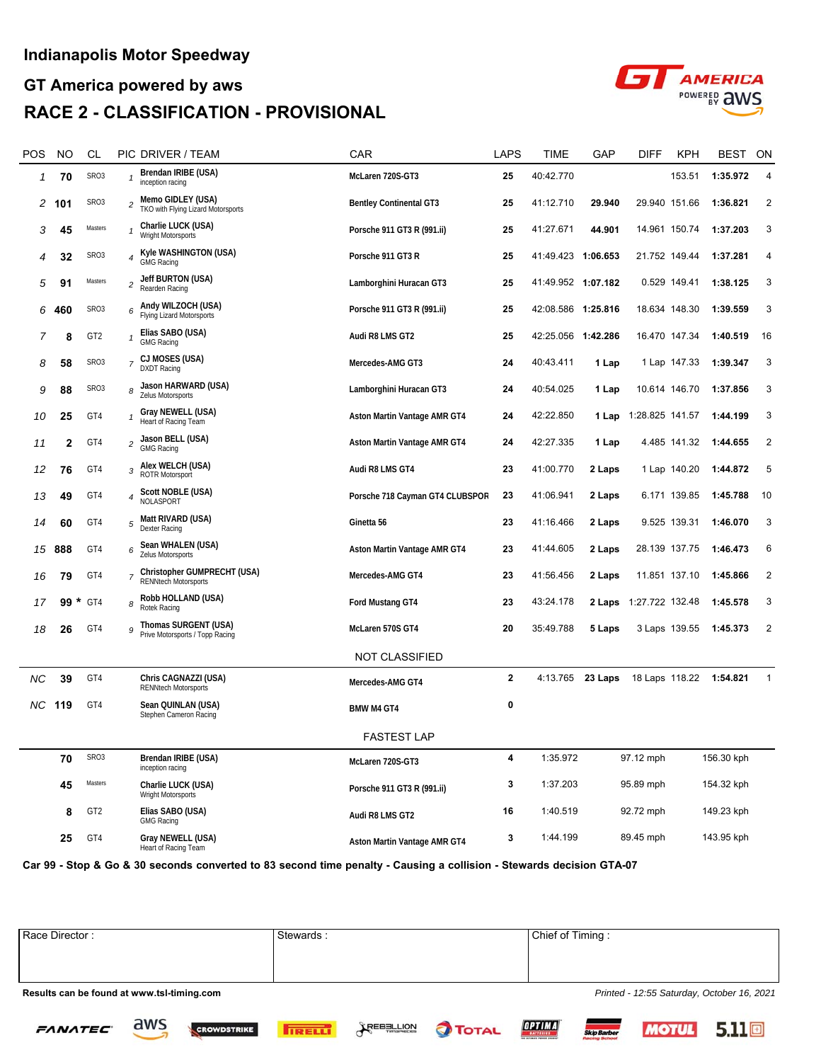# Indianapolis Motor Speedway

## GT America powered by aws

## RACE 2 - CLASSIFICATION - PROVISIONAL

| POS | NO | CL | PIC | DRIVER / TEAM | CAR | LAPS | TIME | GAP | DIFF | KPH | BEST | ON |
|---|---|---|---|---|---|---|---|---|---|---|---|---|
| 1 | 70 | SRO3 | 1 | Brendan IRIBE (USA) inception racing | McLaren 720S-GT3 | 25 | 40:42.770 | | | 153.51 | 1:35.972 | 4 |
| 2 | 101 | SRO3 | 2 | Memo GIDLEY (USA) TKO with Flying Lizard Motorsports | Bentley Continental GT3 | 25 | 41:12.710 | 29.940 | 29.940 | 151.66 | 1:36.821 | 2 |
| 3 | 45 | Masters | 1 | Charlie LUCK (USA) Wright Motorsports | Porsche 911 GT3 R (991.ii) | 25 | 41:27.671 | 44.901 | 14.961 | 150.74 | 1:37.203 | 3 |
| 4 | 32 | SRO3 | 4 | Kyle WASHINGTON (USA) GMG Racing | Porsche 911 GT3 R | 25 | 41:49.423 | 1:06.653 | 21.752 | 149.44 | 1:37.281 | 4 |
| 5 | 91 | Masters | 2 | Jeff BURTON (USA) Rearden Racing | Lamborghini Huracan GT3 | 25 | 41:49.952 | 1:07.182 | 0.529 | 149.41 | 1:38.125 | 3 |
| 6 | 460 | SRO3 | 6 | Andy WILZOCH (USA) Flying Lizard Motorsports | Porsche 911 GT3 R (991.ii) | 25 | 42:08.586 | 1:25.816 | 18.634 | 148.30 | 1:39.559 | 3 |
| 7 | 8 | GT2 | 1 | Elias SABO (USA) GMG Racing | Audi R8 LMS GT2 | 25 | 42:25.056 | 1:42.286 | 16.470 | 147.34 | 1:40.519 | 16 |
| 8 | 58 | SRO3 | 7 | CJ MOSES (USA) DXDT Racing | Mercedes-AMG GT3 | 24 | 40:43.411 | 1 Lap | 1 Lap | 147.33 | 1:39.347 | 3 |
| 9 | 88 | SRO3 | 8 | Jason HARWARD (USA) Zelus Motorsports | Lamborghini Huracan GT3 | 24 | 40:54.025 | 1 Lap | 10.614 | 146.70 | 1:37.856 | 3 |
| 10 | 25 | GT4 | 1 | Gray NEWELL (USA) Heart of Racing Team | Aston Martin Vantage AMR GT4 | 24 | 42:22.850 | 1 Lap | 1:28.825 | 141.57 | 1:44.199 | 3 |
| 11 | 2 | GT4 | 2 | Jason BELL (USA) GMG Racing | Aston Martin Vantage AMR GT4 | 24 | 42:27.335 | 1 Lap | 4.485 | 141.32 | 1:44.655 | 2 |
| 12 | 76 | GT4 | 3 | Alex WELCH (USA) ROTR Motorsport | Audi R8 LMS GT4 | 23 | 41:00.770 | 2 Laps | 1 Lap | 140.20 | 1:44.872 | 5 |
| 13 | 49 | GT4 | 4 | Scott NOBLE (USA) NOLASPORT | Porsche 718 Cayman GT4 CLUBSPOR | 23 | 41:06.941 | 2 Laps | 6.171 | 139.85 | 1:45.788 | 10 |
| 14 | 60 | GT4 | 5 | Matt RIVARD (USA) Dexter Racing | Ginetta 56 | 23 | 41:16.466 | 2 Laps | 9.525 | 139.31 | 1:46.070 | 3 |
| 15 | 888 | GT4 | 6 | Sean WHALEN (USA) Zelus Motorsports | Aston Martin Vantage AMR GT4 | 23 | 41:44.605 | 2 Laps | 28.139 | 137.75 | 1:46.473 | 6 |
| 16 | 79 | GT4 | 7 | Christopher GUMPRECHT (USA) RENNtech Motorsports | Mercedes-AMG GT4 | 23 | 41:56.456 | 2 Laps | 11.851 | 137.10 | 1:45.866 | 2 |
| 17 | 99 * | GT4 | 8 | Robb HOLLAND (USA) Rotek Racing | Ford Mustang GT4 | 23 | 43:24.178 | 2 Laps | 1:27.722 | 132.48 | 1:45.578 | 3 |
| 18 | 26 | GT4 | 9 | Thomas SURGENT (USA) Prive Motorsports / Topp Racing | McLaren 570S GT4 | 20 | 35:49.788 | 5 Laps | 3 Laps | 139.55 | 1:45.373 | 2 |

### NOT CLASSIFIED

| POS | NO | CL | PIC | DRIVER / TEAM | CAR | LAPS | TIME | GAP | DIFF | KPH | BEST | ON |
|---|---|---|---|---|---|---|---|---|---|---|---|---|
| NC | 39 | GT4 | | Chris CAGNAZZI (USA) RENNtech Motorsports | Mercedes-AMG GT4 | 2 | 4:13.765 | 23 Laps | 18 Laps | 118.22 | 1:54.821 | 1 |
| NC | 119 | GT4 | | Sean QUINLAN (USA) Stephen Cameron Racing | BMW M4 GT4 | 0 | | | | | | |

### FASTEST LAP

| NO | CL | DRIVER / TEAM | CAR | LAP | TIME | MPH | KPH |
|---|---|---|---|---|---|---|---|
| 70 | SRO3 | Brendan IRIBE (USA) inception racing | McLaren 720S-GT3 | 4 | 1:35.972 | 97.12 mph | 156.30 kph |
| 45 | Masters | Charlie LUCK (USA) Wright Motorsports | Porsche 911 GT3 R (991.ii) | 3 | 1:37.203 | 95.89 mph | 154.32 kph |
| 8 | GT2 | Elias SABO (USA) GMG Racing | Audi R8 LMS GT2 | 16 | 1:40.519 | 92.72 mph | 149.23 kph |
| 25 | GT4 | Gray NEWELL (USA) Heart of Racing Team | Aston Martin Vantage AMR GT4 | 3 | 1:44.199 | 89.45 mph | 143.95 kph |

**Car 99 - Stop & Go & 30 seconds converted to 83 second time penalty - Causing a collision - Stewards decision GTA-07**

| Race Director : | Stewards : | Chief of Timing : |
|---|---|---|
| | | |

**Results can be found at www.tsl-timing.com**

*Printed - 12:55 Saturday, October 16, 2021*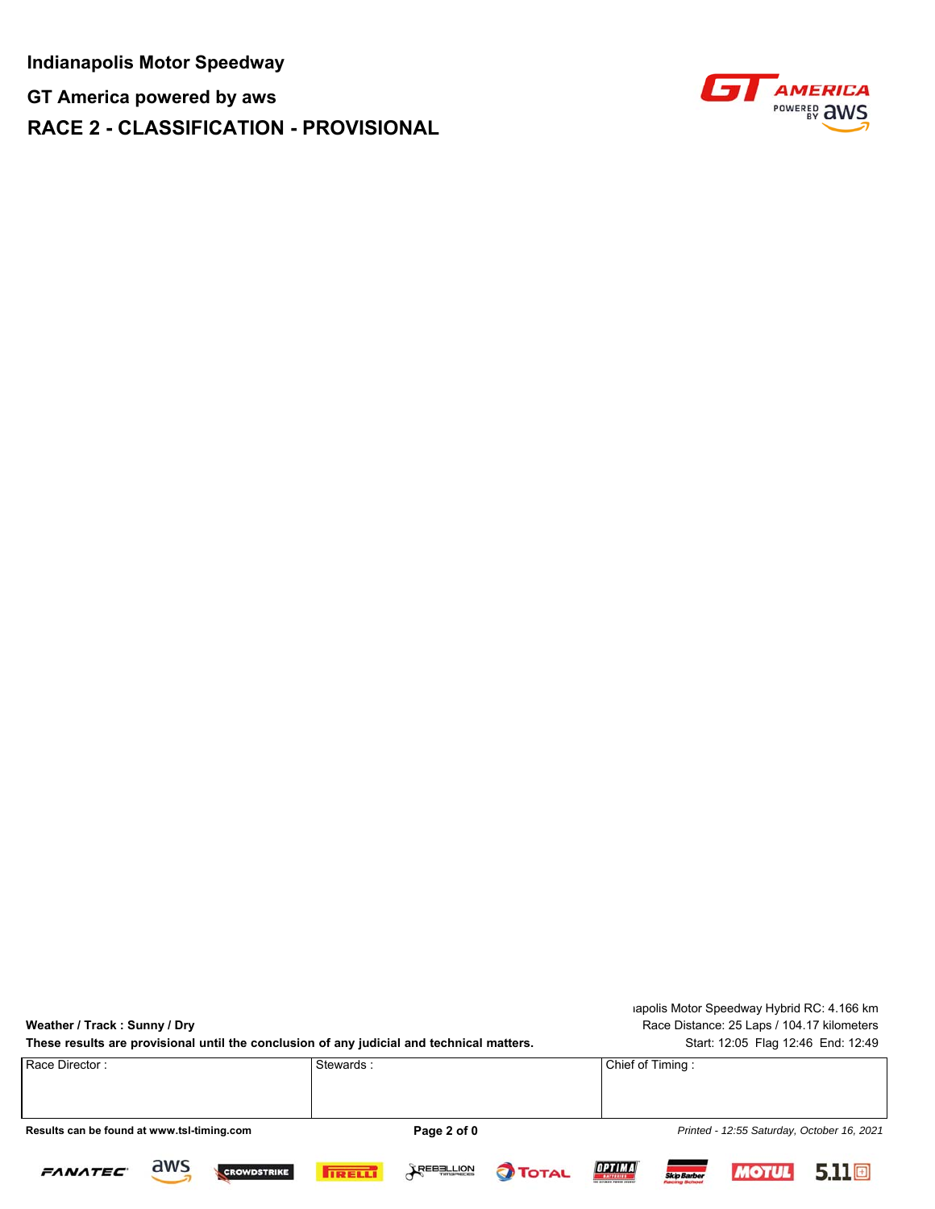Weather / Track : Sunny / Dry

**These results are provisional until the conclusion of any judicial and technical matters.**

ıapolis Motor Speedway Hybrid RC: 4.166 km

Race Distance: 25 Laps / 104.17 kilometers

Start: 12:05 Flag 12:46 End: 12:49

| Race Director : | Stewards : | Chief of Timing : |
| --- | --- | --- |
| | | |

**Results can be found at www.tsl-timing.com**

*Printed - 12:55 Saturday, October 16, 2021*